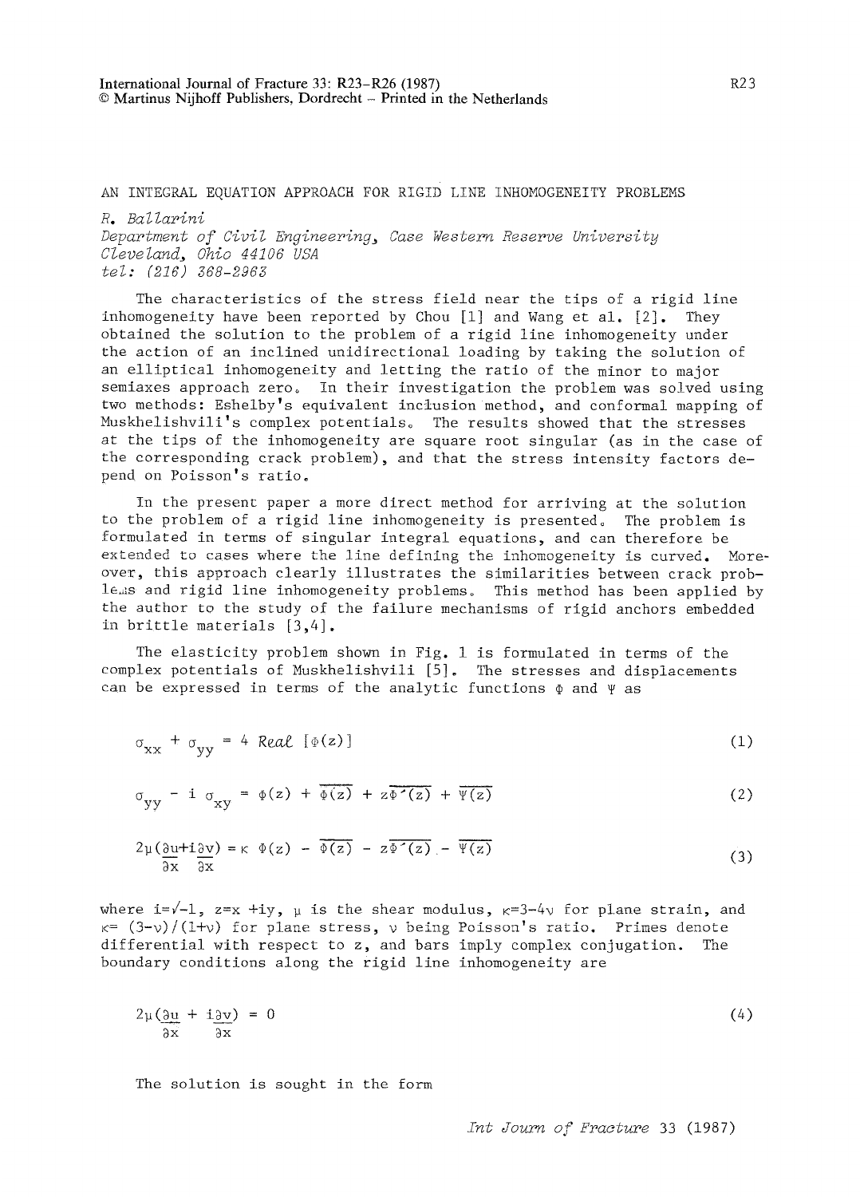# AN INTEGRAL EQUATION APPROACH FOR RIGID LINE INHOMOGENEITY PROBLEMS

*R. Ballarini*
*Department of Civil Engineering, Case Western Reserve University*
*Cleveland, Ohio 44106 USA*
*tel: (216) 368-2963*

The characteristics of the stress field near the tips of a rigid line inhomogeneity have been reported by Chou [1] and Wang et al. [2]. They obtained the solution to the problem of a rigid line inhomogeneity under the action of an inclined unidirectional loading by taking the solution of an elliptical inhomogeneity and letting the ratio of the minor to major semiaxes approach zero. In their investigation the problem was solved using two methods: Eshelby's equivalent inclusion method, and conformal mapping of Muskhelishvili's complex potentials. The results showed that the stresses at the tips of the inhomogeneity are square root singular (as in the case of the corresponding crack problem), and that the stress intensity factors depend on Poisson's ratio.

In the present paper a more direct method for arriving at the solution to the problem of a rigid line inhomogeneity is presented. The problem is formulated in terms of singular integral equations, and can therefore be extended to cases where the line defining the inhomogeneity is curved. Moreover, this approach clearly illustrates the similarities between crack problems and rigid line inhomogeneity problems. This method has been applied by the author to the study of the failure mechanisms of rigid anchors embedded in brittle materials [3,4].

The elasticity problem shown in Fig. 1 is formulated in terms of the complex potentials of Muskhelishvili [5]. The stresses and displacements can be expressed in terms of the analytic functions $\Phi$ and $\Psi$ as

$$\sigma_{xx} + \sigma_{yy} = 4 \, Real \, [\Phi(z)] \tag{1}$$

$$\sigma_{yy} - i \, \sigma_{xy} = \Phi(z) + \overline{\Phi(z)} + z\overline{\Phi'(z)} + \overline{\Psi(z)} \tag{2}$$

$$2\mu\left(\frac{\partial u}{\partial x} + i\frac{\partial v}{\partial x}\right) = \kappa \, \Phi(z) - \overline{\Phi(z)} - z\overline{\Phi'(z)} - \overline{\Psi(z)} \tag{3}$$

where $i=\sqrt{-1}$, $z=x+iy$, $\mu$ is the shear modulus, $\kappa=3-4\nu$ for plane strain, and $\kappa=(3-\nu)/(1+\nu)$ for plane stress, $\nu$ being Poisson's ratio. Primes denote differential with respect to z, and bars imply complex conjugation. The boundary conditions along the rigid line inhomogeneity are

$$2\mu\left(\frac{\partial u}{\partial x} + i\frac{\partial v}{\partial x}\right) = 0 \tag{4}$$

The solution is sought in the form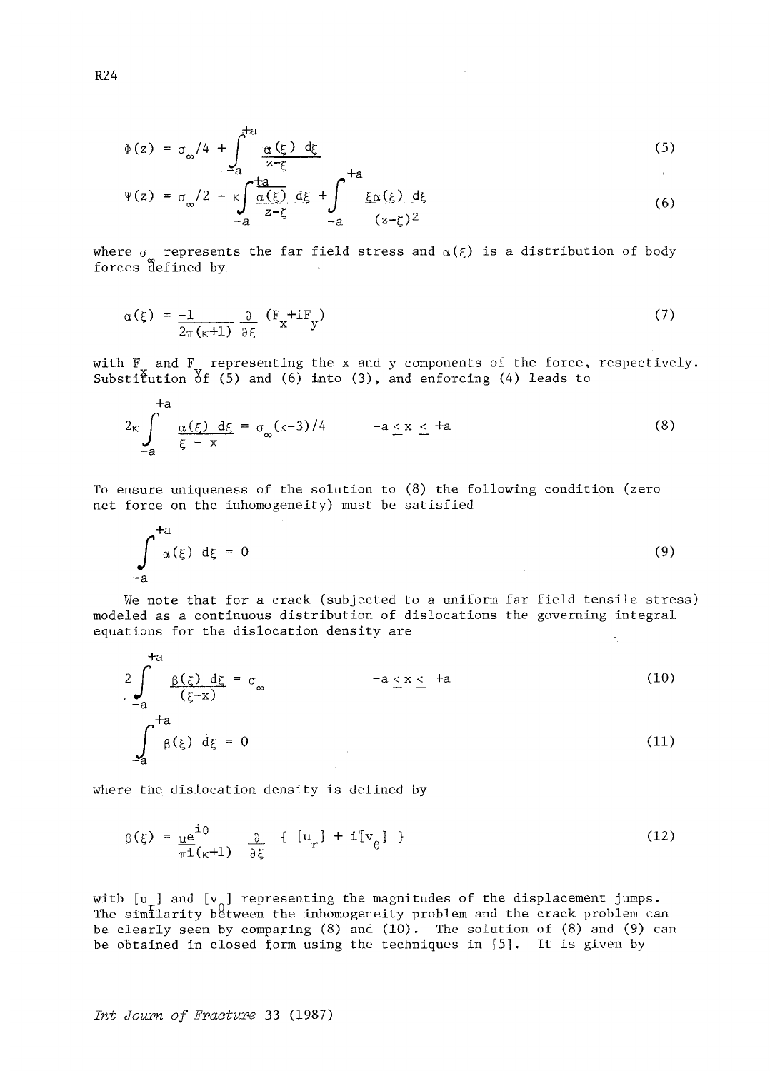$$\Phi(z) = \sigma_\infty/4 + \int_{-a}^{+a} \frac{\alpha(\xi)\ d\xi}{z-\xi} \tag{5}$$

$$\Psi(z) = \sigma_\infty/2 - \kappa \int_{-a}^{+a} \frac{\alpha(\xi)\ d\xi}{z-\xi} + \int_{-a}^{+a} \frac{\xi\alpha(\xi)\ d\xi}{(z-\xi)^2} \tag{6}$$

where $\sigma_\infty$ represents the far field stress and $\alpha(\xi)$ is a distribution of body forces defined by

$$\alpha(\xi) = \frac{-1}{2\pi(\kappa+1)} \frac{\partial}{\partial \xi} (F_x + iF_y) \tag{7}$$

with $F_x$ and $F_y$ representing the x and y components of the force, respectively. Substitution of (5) and (6) into (3), and enforcing (4) leads to

$$2\kappa \int_{-a}^{+a} \frac{\alpha(\xi)\ d\xi}{\xi - x} = \sigma_\infty(\kappa-3)/4 \qquad -a \leq x \leq +a \tag{8}$$

To ensure uniqueness of the solution to (8) the following condition (zero net force on the inhomogeneity) must be satisfied

$$\int_{-a}^{+a} \alpha(\xi)\ d\xi = 0 \tag{9}$$

We note that for a crack (subjected to a uniform far field tensile stress) modeled as a continuous distribution of dislocations the governing integral equations for the dislocation density are

$$2\int_{-a}^{+a} \frac{\beta(\xi)\ d\xi}{(\xi - x)} = \sigma_\infty \qquad -a \leq x \leq +a \tag{10}$$

$$\int_{-a}^{+a} \beta(\xi)\ d\xi = 0 \tag{11}$$

where the dislocation density is defined by

$$\beta(\xi) = \frac{\mu e^{i\theta}}{\pi i(\kappa+1)} \frac{\partial}{\partial \xi} \{ [u_r] + i[v_\theta] \} \tag{12}$$

with $[u_r]$ and $[v_\theta]$ representing the magnitudes of the displacement jumps. The similarity between the inhomogeneity problem and the crack problem can be clearly seen by comparing (8) and (10). The solution of (8) and (9) can be obtained in closed form using the techniques in [5]. It is given by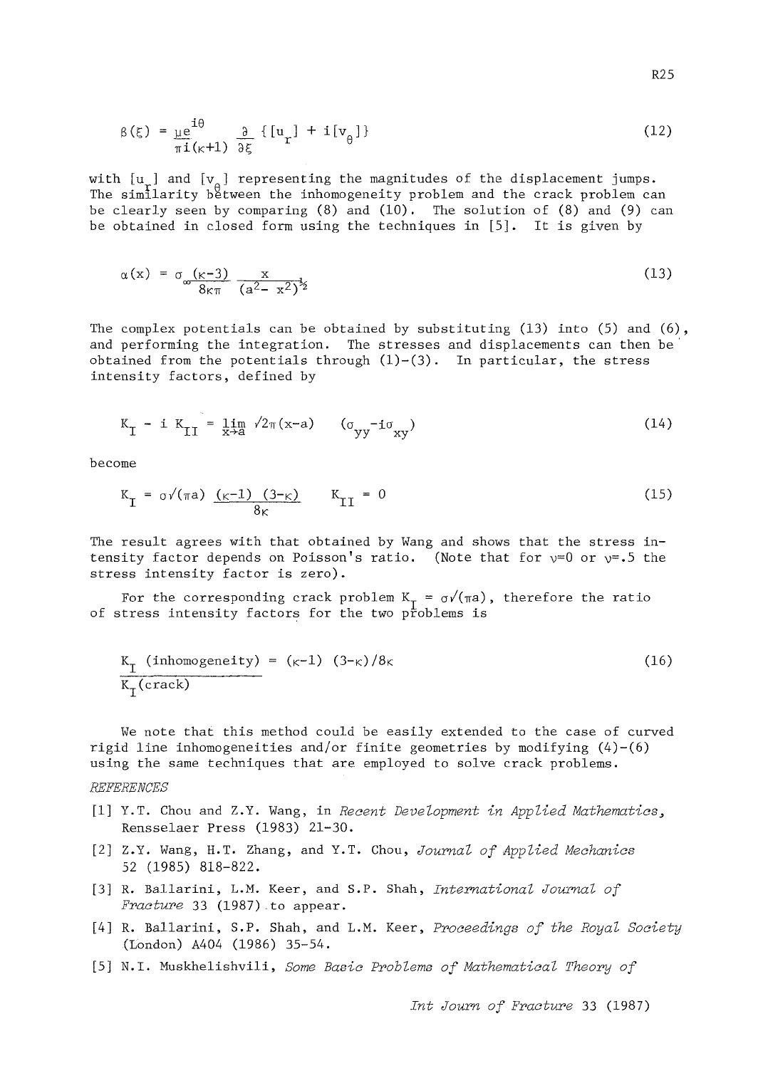$$\beta(\xi) = \frac{\mu e^{i\theta}}{\pi i(\kappa+1)} \frac{\partial}{\partial \xi} \{[u_r] + i[v_\theta]\} \tag{12}$$

with $[u_r]$ and $[v_\theta]$ representing the magnitudes of the displacement jumps. The similarity between the inhomogeneity problem and the crack problem can be clearly seen by comparing (8) and (10). The solution of (8) and (9) can be obtained in closed form using the techniques in [5]. It is given by

$$\alpha(x) = \sigma_\infty \frac{(\kappa-3)}{8\kappa\pi} \frac{x}{(a^2 - x^2)^{\frac{1}{2}}} \tag{13}$$

The complex potentials can be obtained by substituting (13) into (5) and (6), and performing the integration. The stresses and displacements can then be obtained from the potentials through (1)-(3). In particular, the stress intensity factors, defined by

$$K_I - i\,K_{II} = \lim_{x \to a} \sqrt{2\pi(x-a)} \quad (\sigma_{yy} - i\sigma_{xy}) \tag{14}$$

become

$$K_I = \sigma\sqrt{(\pi a)}\, \frac{(\kappa-1)\;(3-\kappa)}{8\kappa} \qquad K_{II} = 0 \tag{15}$$

The result agrees with that obtained by Wang and shows that the stress intensity factor depends on Poisson's ratio. (Note that for $\nu$=0 or $\nu$=.5 the stress intensity factor is zero).

For the corresponding crack problem $K_I = \sigma\sqrt{(\pi a)}$, therefore the ratio of stress intensity factors for the two problems is

$$\frac{K_I \text{ (inhomogeneity)}}{K_I\text{(crack)}} = (\kappa-1)\;(3-\kappa)/8\kappa \tag{16}$$

We note that this method could be easily extended to the case of curved rigid line inhomogeneities and/or finite geometries by modifying (4)-(6) using the same techniques that are employed to solve crack problems.

*REFERENCES*

[1] Y.T. Chou and Z.Y. Wang, in *Recent Development in Applied Mathematics*, Rensselaer Press (1983) 21-30.

[2] Z.Y. Wang, H.T. Zhang, and Y.T. Chou, *Journal of Applied Mechanics* 52 (1985) 818-822.

[3] R. Ballarini, L.M. Keer, and S.P. Shah, *International Journal of Fracture* 33 (1987) to appear.

[4] R. Ballarini, S.P. Shah, and L.M. Keer, *Proceedings of the Royal Society* (London) A404 (1986) 35-54.

[5] N.I. Muskhelishvili, *Some Basic Problems of Mathematical Theory of*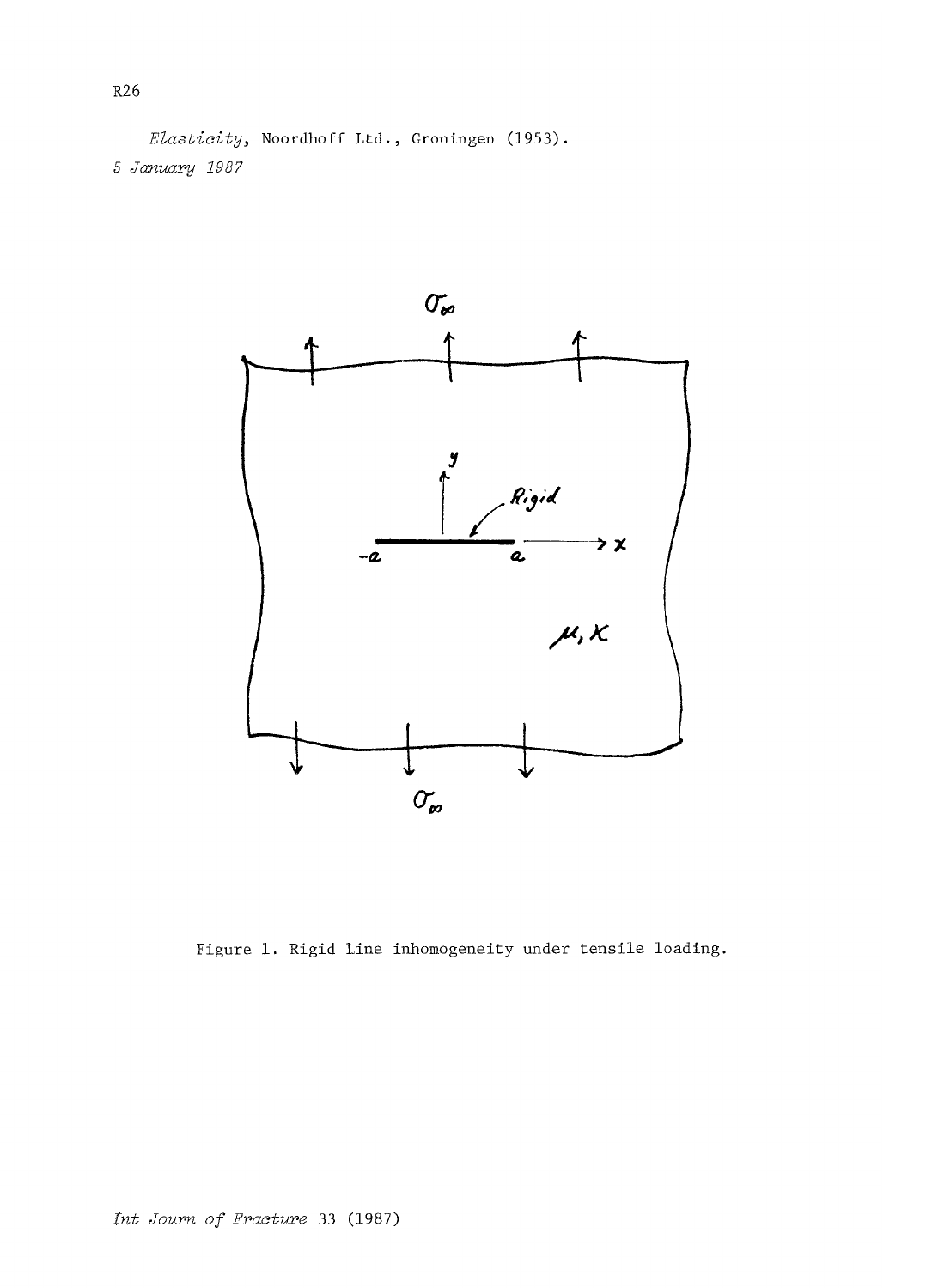*Elasticity*, Noordhoff Ltd., Groningen (1953).

*5 January 1987*

$\sigma_\infty$

$y$

Rigid

$-a$

$a$

$x$

$\mu, \kappa$

$\sigma_\infty$

Figure 1. Rigid line inhomogeneity under tensile loading.